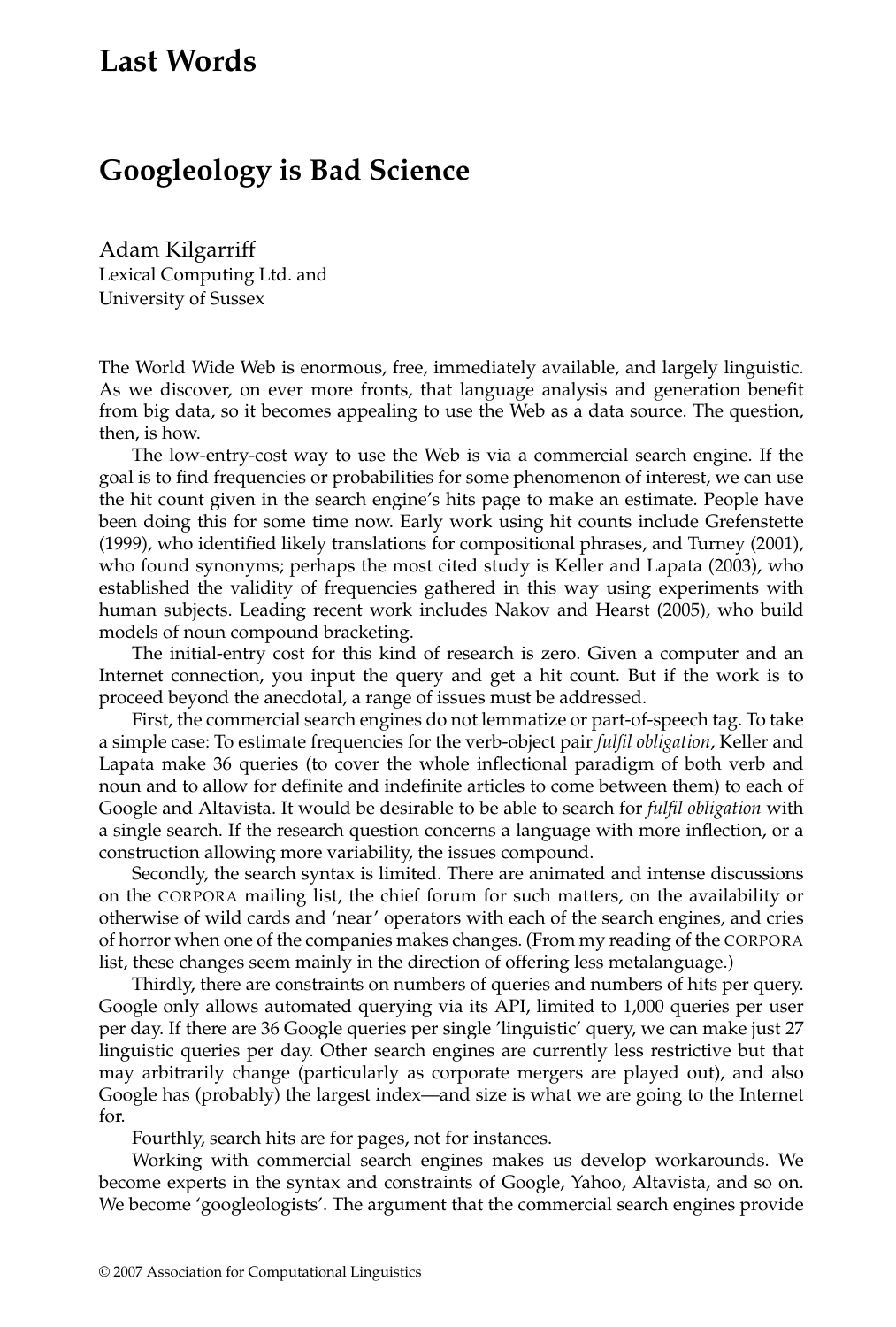# Last Words

## Googleology is Bad Science

Adam Kilgarriff
Lexical Computing Ltd. and
University of Sussex

The World Wide Web is enormous, free, immediately available, and largely linguistic. As we discover, on ever more fronts, that language analysis and generation benefit from big data, so it becomes appealing to use the Web as a data source. The question, then, is how.

The low-entry-cost way to use the Web is via a commercial search engine. If the goal is to find frequencies or probabilities for some phenomenon of interest, we can use the hit count given in the search engine's hits page to make an estimate. People have been doing this for some time now. Early work using hit counts include Grefenstette (1999), who identified likely translations for compositional phrases, and Turney (2001), who found synonyms; perhaps the most cited study is Keller and Lapata (2003), who established the validity of frequencies gathered in this way using experiments with human subjects. Leading recent work includes Nakov and Hearst (2005), who build models of noun compound bracketing.

The initial-entry cost for this kind of research is zero. Given a computer and an Internet connection, you input the query and get a hit count. But if the work is to proceed beyond the anecdotal, a range of issues must be addressed.

First, the commercial search engines do not lemmatize or part-of-speech tag. To take a simple case: To estimate frequencies for the verb-object pair *fulfil obligation*, Keller and Lapata make 36 queries (to cover the whole inflectional paradigm of both verb and noun and to allow for definite and indefinite articles to come between them) to each of Google and Altavista. It would be desirable to be able to search for *fulfil obligation* with a single search. If the research question concerns a language with more inflection, or a construction allowing more variability, the issues compound.

Secondly, the search syntax is limited. There are animated and intense discussions on the CORPORA mailing list, the chief forum for such matters, on the availability or otherwise of wild cards and 'near' operators with each of the search engines, and cries of horror when one of the companies makes changes. (From my reading of the CORPORA list, these changes seem mainly in the direction of offering less metalanguage.)

Thirdly, there are constraints on numbers of queries and numbers of hits per query. Google only allows automated querying via its API, limited to 1,000 queries per user per day. If there are 36 Google queries per single 'linguistic' query, we can make just 27 linguistic queries per day. Other search engines are currently less restrictive but that may arbitrarily change (particularly as corporate mergers are played out), and also Google has (probably) the largest index—and size is what we are going to the Internet for.

Fourthly, search hits are for pages, not for instances.

Working with commercial search engines makes us develop workarounds. We become experts in the syntax and constraints of Google, Yahoo, Altavista, and so on. We become 'googleologists'. The argument that the commercial search engines provide

© 2007 Association for Computational Linguistics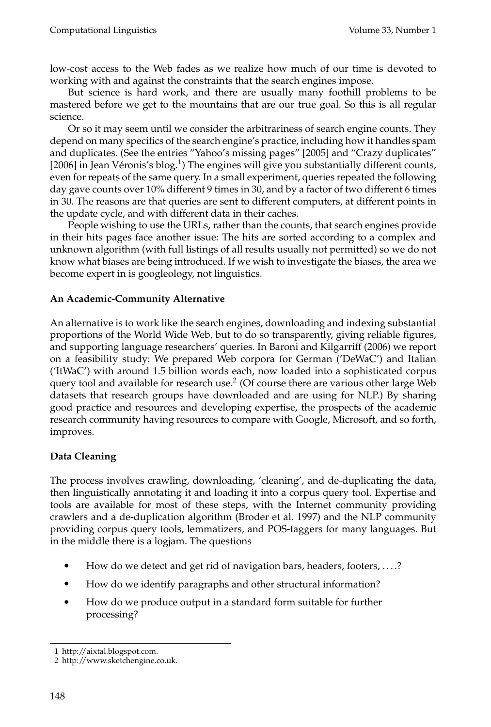low-cost access to the Web fades as we realize how much of our time is devoted to working with and against the constraints that the search engines impose.

But science is hard work, and there are usually many foothill problems to be mastered before we get to the mountains that are our true goal. So this is all regular science.

Or so it may seem until we consider the arbitrariness of search engine counts. They depend on many specifics of the search engine's practice, including how it handles spam and duplicates. (See the entries "Yahoo's missing pages" [2005] and "Crazy duplicates" [2006] in Jean Véronis's blog.[1]) The engines will give you substantially different counts, even for repeats of the same query. In a small experiment, queries repeated the following day gave counts over 10% different 9 times in 30, and by a factor of two different 6 times in 30. The reasons are that queries are sent to different computers, at different points in the update cycle, and with different data in their caches.

People wishing to use the URLs, rather than the counts, that search engines provide in their hits pages face another issue: The hits are sorted according to a complex and unknown algorithm (with full listings of all results usually not permitted) so we do not know what biases are being introduced. If we wish to investigate the biases, the area we become expert in is googleology, not linguistics.

**An Academic-Community Alternative**

An alternative is to work like the search engines, downloading and indexing substantial proportions of the World Wide Web, but to do so transparently, giving reliable figures, and supporting language researchers' queries. In Baroni and Kilgarriff (2006) we report on a feasibility study: We prepared Web corpora for German ('DeWaC') and Italian ('ItWaC') with around 1.5 billion words each, now loaded into a sophisticated corpus query tool and available for research use.[2] (Of course there are various other large Web datasets that research groups have downloaded and are using for NLP.) By sharing good practice and resources and developing expertise, the prospects of the academic research community having resources to compare with Google, Microsoft, and so forth, improves.

**Data Cleaning**

The process involves crawling, downloading, 'cleaning', and de-duplicating the data, then linguistically annotating it and loading it into a corpus query tool. Expertise and tools are available for most of these steps, with the Internet community providing crawlers and a de-duplication algorithm (Broder et al. 1997) and the NLP community providing corpus query tools, lemmatizers, and POS-taggers for many languages. But in the middle there is a logjam. The questions

- How do we detect and get rid of navigation bars, headers, footers, ....?
- How do we identify paragraphs and other structural information?
- How do we produce output in a standard form suitable for further processing?

1 http://aixtal.blogspot.com.
2 http://www.sketchengine.co.uk.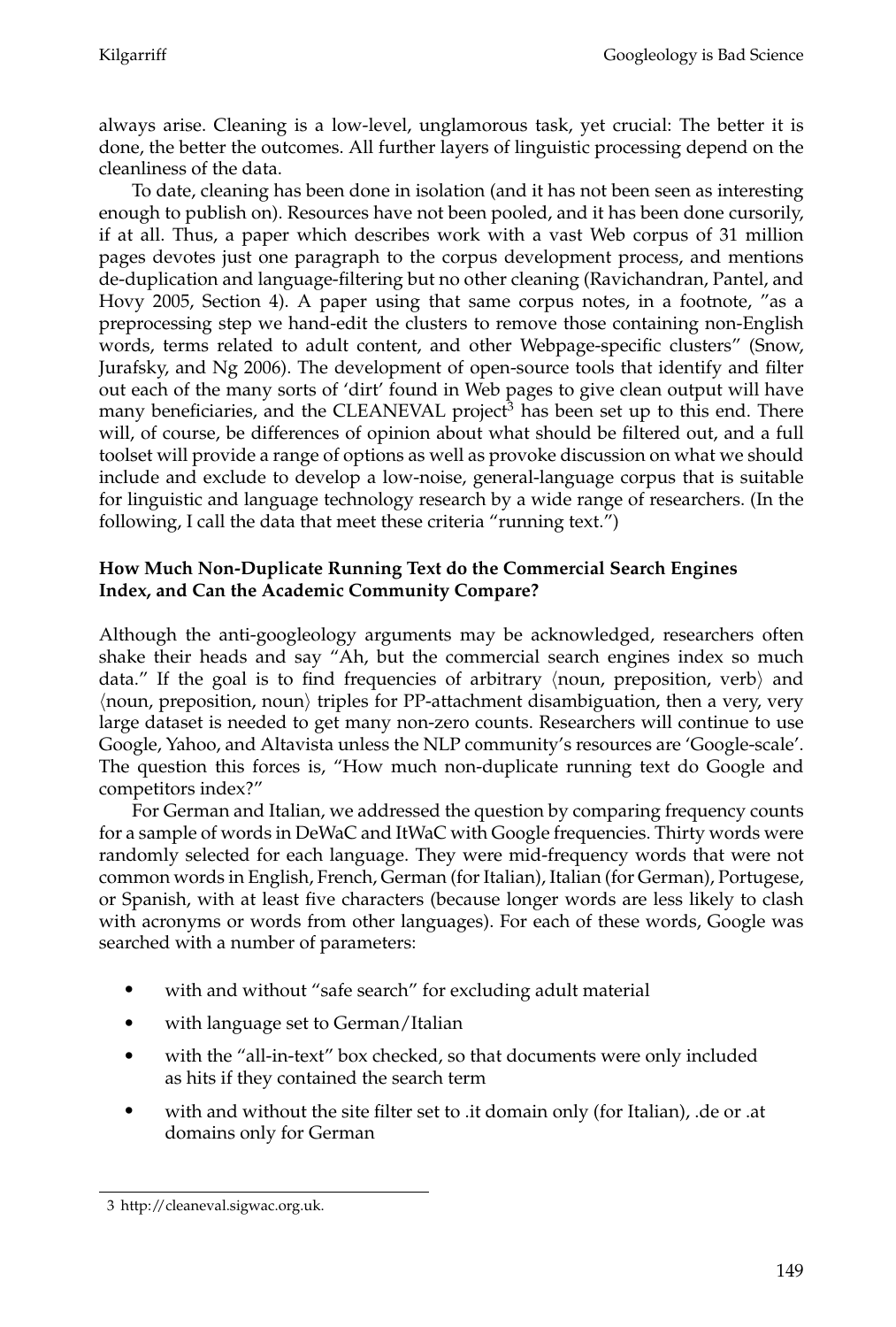always arise. Cleaning is a low-level, unglamorous task, yet crucial: The better it is done, the better the outcomes. All further layers of linguistic processing depend on the cleanliness of the data.

To date, cleaning has been done in isolation (and it has not been seen as interesting enough to publish on). Resources have not been pooled, and it has been done cursorily, if at all. Thus, a paper which describes work with a vast Web corpus of 31 million pages devotes just one paragraph to the corpus development process, and mentions de-duplication and language-filtering but no other cleaning (Ravichandran, Pantel, and Hovy 2005, Section 4). A paper using that same corpus notes, in a footnote, "as a preprocessing step we hand-edit the clusters to remove those containing non-English words, terms related to adult content, and other Webpage-specific clusters" (Snow, Jurafsky, and Ng 2006). The development of open-source tools that identify and filter out each of the many sorts of 'dirt' found in Web pages to give clean output will have many beneficiaries, and the CLEANEVAL project[3] has been set up to this end. There will, of course, be differences of opinion about what should be filtered out, and a full toolset will provide a range of options as well as provoke discussion on what we should include and exclude to develop a low-noise, general-language corpus that is suitable for linguistic and language technology research by a wide range of researchers. (In the following, I call the data that meet these criteria "running text.")

**How Much Non-Duplicate Running Text do the Commercial Search Engines Index, and Can the Academic Community Compare?**

Although the anti-googleology arguments may be acknowledged, researchers often shake their heads and say "Ah, but the commercial search engines index so much data." If the goal is to find frequencies of arbitrary ⟨noun, preposition, verb⟩ and ⟨noun, preposition, noun⟩ triples for PP-attachment disambiguation, then a very, very large dataset is needed to get many non-zero counts. Researchers will continue to use Google, Yahoo, and Altavista unless the NLP community's resources are 'Google-scale'. The question this forces is, "How much non-duplicate running text do Google and competitors index?"

For German and Italian, we addressed the question by comparing frequency counts for a sample of words in DeWaC and ItWaC with Google frequencies. Thirty words were randomly selected for each language. They were mid-frequency words that were not common words in English, French, German (for Italian), Italian (for German), Portugese, or Spanish, with at least five characters (because longer words are less likely to clash with acronyms or words from other languages). For each of these words, Google was searched with a number of parameters:

- with and without "safe search" for excluding adult material
- with language set to German/Italian
- with the "all-in-text" box checked, so that documents were only included as hits if they contained the search term
- with and without the site filter set to .it domain only (for Italian), .de or .at domains only for German

3 http://cleaneval.sigwac.org.uk.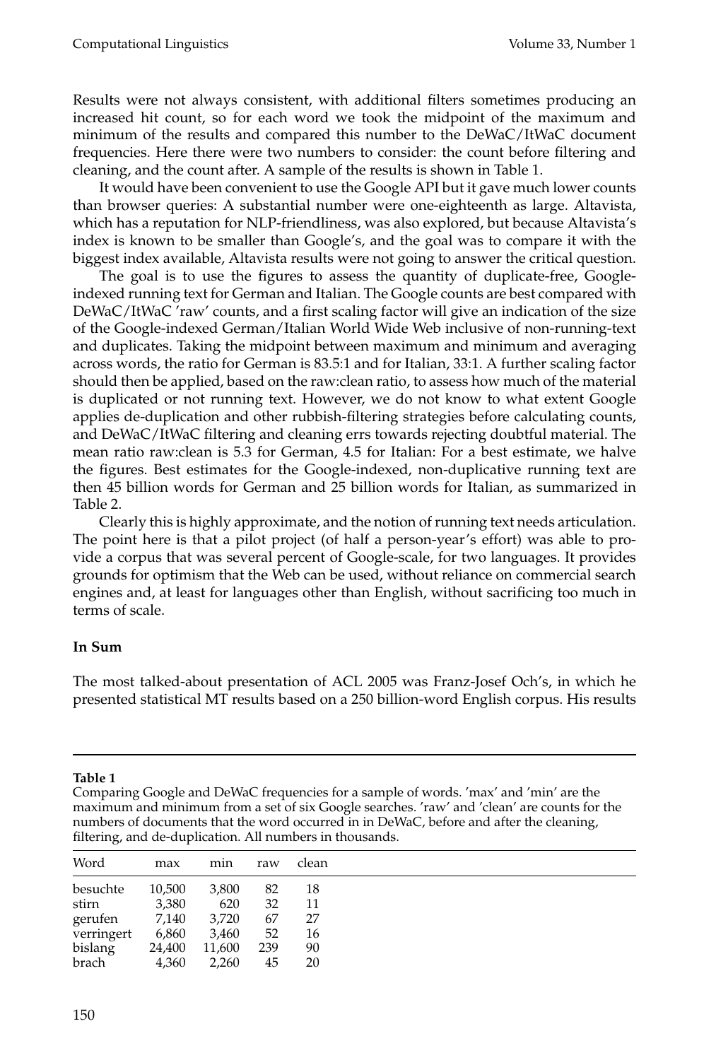Results were not always consistent, with additional filters sometimes producing an increased hit count, so for each word we took the midpoint of the maximum and minimum of the results and compared this number to the DeWaC/ItWaC document frequencies. Here there were two numbers to consider: the count before filtering and cleaning, and the count after. A sample of the results is shown in Table 1.

It would have been convenient to use the Google API but it gave much lower counts than browser queries: A substantial number were one-eighteenth as large. Altavista, which has a reputation for NLP-friendliness, was also explored, but because Altavista's index is known to be smaller than Google's, and the goal was to compare it with the biggest index available, Altavista results were not going to answer the critical question.

The goal is to use the figures to assess the quantity of duplicate-free, Google-indexed running text for German and Italian. The Google counts are best compared with DeWaC/ItWaC 'raw' counts, and a first scaling factor will give an indication of the size of the Google-indexed German/Italian World Wide Web inclusive of non-running-text and duplicates. Taking the midpoint between maximum and minimum and averaging across words, the ratio for German is 83.5:1 and for Italian, 33:1. A further scaling factor should then be applied, based on the raw:clean ratio, to assess how much of the material is duplicated or not running text. However, we do not know to what extent Google applies de-duplication and other rubbish-filtering strategies before calculating counts, and DeWaC/ItWaC filtering and cleaning errs towards rejecting doubtful material. The mean ratio raw:clean is 5.3 for German, 4.5 for Italian: For a best estimate, we halve the figures. Best estimates for the Google-indexed, non-duplicative running text are then 45 billion words for German and 25 billion words for Italian, as summarized in Table 2.

Clearly this is highly approximate, and the notion of running text needs articulation. The point here is that a pilot project (of half a person-year's effort) was able to provide a corpus that was several percent of Google-scale, for two languages. It provides grounds for optimism that the Web can be used, without reliance on commercial search engines and, at least for languages other than English, without sacrificing too much in terms of scale.

**In Sum**

The most talked-about presentation of ACL 2005 was Franz-Josef Och's, in which he presented statistical MT results based on a 250 billion-word English corpus. His results

**Table 1**
Comparing Google and DeWaC frequencies for a sample of words. 'max' and 'min' are the maximum and minimum from a set of six Google searches. 'raw' and 'clean' are counts for the numbers of documents that the word occurred in in DeWaC, before and after the cleaning, filtering, and de-duplication. All numbers in thousands.

| Word | max | min | raw | clean |
|---|---|---|---|---|
| besuchte | 10,500 | 3,800 | 82 | 18 |
| stirn | 3,380 | 620 | 32 | 11 |
| gerufen | 7,140 | 3,720 | 67 | 27 |
| verringert | 6,860 | 3,460 | 52 | 16 |
| bislang | 24,400 | 11,600 | 239 | 90 |
| brach | 4,360 | 2,260 | 45 | 20 |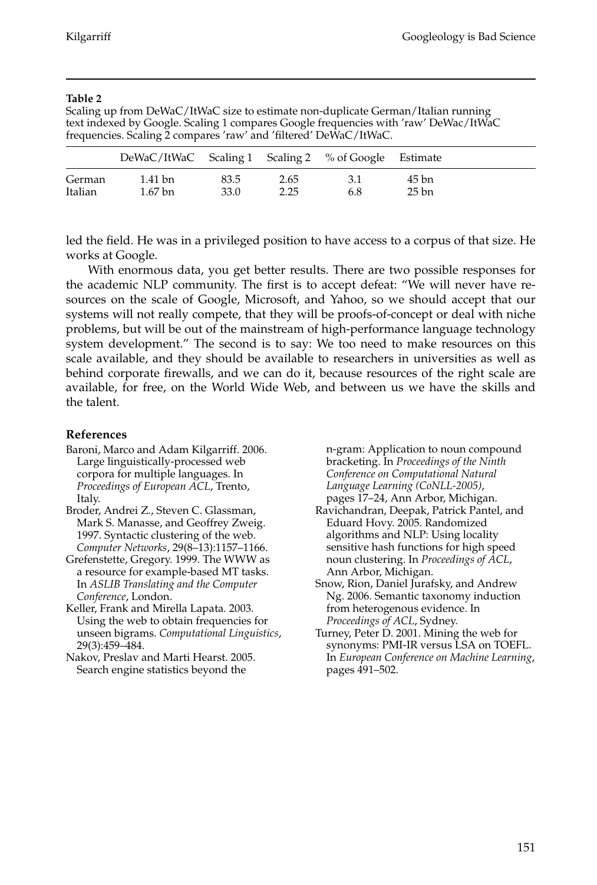**Table 2**
Scaling up from DeWaC/ItWaC size to estimate non-duplicate German/Italian running text indexed by Google. Scaling 1 compares Google frequencies with 'raw' DeWac/ItWaC frequencies. Scaling 2 compares 'raw' and 'filtered' DeWaC/ItWaC.

| | DeWaC/ItWaC | Scaling 1 | Scaling 2 | % of Google | Estimate |
|---|---|---|---|---|---|
| German | 1.41 bn | 83.5 | 2.65 | 3.1 | 45 bn |
| Italian | 1.67 bn | 33.0 | 2.25 | 6.8 | 25 bn |

led the field. He was in a privileged position to have access to a corpus of that size. He works at Google.

With enormous data, you get better results. There are two possible responses for the academic NLP community. The first is to accept defeat: "We will never have resources on the scale of Google, Microsoft, and Yahoo, so we should accept that our systems will not really compete, that they will be proofs-of-concept or deal with niche problems, but will be out of the mainstream of high-performance language technology system development." The second is to say: We too need to make resources on this scale available, and they should be available to researchers in universities as well as behind corporate firewalls, and we can do it, because resources of the right scale are available, for free, on the World Wide Web, and between us we have the skills and the talent.

## References

Baroni, Marco and Adam Kilgarriff. 2006. Large linguistically-processed web corpora for multiple languages. In *Proceedings of European ACL*, Trento, Italy.

Broder, Andrei Z., Steven C. Glassman, Mark S. Manasse, and Geoffrey Zweig. 1997. Syntactic clustering of the web. *Computer Networks*, 29(8–13):1157–1166.

Grefenstette, Gregory. 1999. The WWW as a resource for example-based MT tasks. In *ASLIB Translating and the Computer Conference*, London.

Keller, Frank and Mirella Lapata. 2003. Using the web to obtain frequencies for unseen bigrams. *Computational Linguistics*, 29(3):459–484.

Nakov, Preslav and Marti Hearst. 2005. Search engine statistics beyond the n-gram: Application to noun compound bracketing. In *Proceedings of the Ninth Conference on Computational Natural Language Learning (CoNLL-2005)*, pages 17–24, Ann Arbor, Michigan.

Ravichandran, Deepak, Patrick Pantel, and Eduard Hovy. 2005. Randomized algorithms and NLP: Using locality sensitive hash functions for high speed noun clustering. In *Proceedings of ACL*, Ann Arbor, Michigan.

Snow, Rion, Daniel Jurafsky, and Andrew Ng. 2006. Semantic taxonomy induction from heterogenous evidence. In *Proceedings of ACL*, Sydney.

Turney, Peter D. 2001. Mining the web for synonyms: PMI-IR versus LSA on TOEFL. In *European Conference on Machine Learning*, pages 491–502.